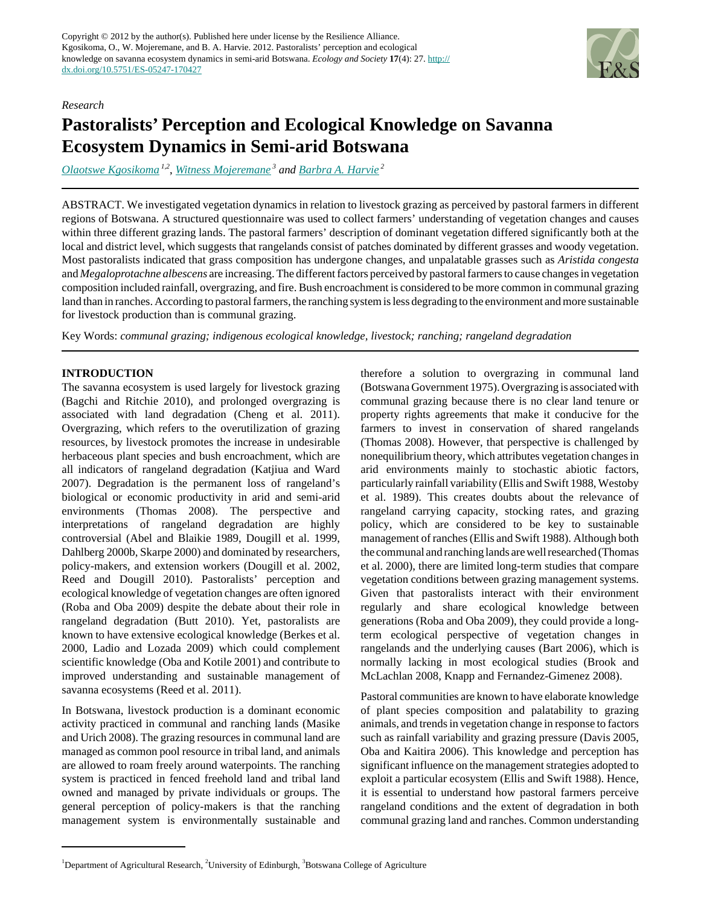Copyright © 2012 by the author(s). Published here under license by the Resilience Alliance.
Kgosikoma, O., W. Mojeremane, and B. A. Harvie. 2012. Pastoralists' perception and ecological knowledge on savanna ecosystem dynamics in semi-arid Botswana. *Ecology and Society* **17**(4): 27. http://dx.doi.org/10.5751/ES-05247-170427

*Research*

# Pastoralists' Perception and Ecological Knowledge on Savanna Ecosystem Dynamics in Semi-arid Botswana

*Olaotswe Kgosikoma* [1,2], *Witness Mojeremane* [3] *and Barbra A. Harvie* [2]

ABSTRACT. We investigated vegetation dynamics in relation to livestock grazing as perceived by pastoral farmers in different regions of Botswana. A structured questionnaire was used to collect farmers' understanding of vegetation changes and causes within three different grazing lands. The pastoral farmers' description of dominant vegetation differed significantly both at the local and district level, which suggests that rangelands consist of patches dominated by different grasses and woody vegetation. Most pastoralists indicated that grass composition has undergone changes, and unpalatable grasses such as *Aristida congesta* and *Megaloprotachne albescens* are increasing. The different factors perceived by pastoral farmers to cause changes in vegetation composition included rainfall, overgrazing, and fire. Bush encroachment is considered to be more common in communal grazing land than in ranches. According to pastoral farmers, the ranching system is less degrading to the environment and more sustainable for livestock production than is communal grazing.

Key Words: *communal grazing; indigenous ecological knowledge, livestock; ranching; rangeland degradation*

## INTRODUCTION

The savanna ecosystem is used largely for livestock grazing (Bagchi and Ritchie 2010), and prolonged overgrazing is associated with land degradation (Cheng et al. 2011). Overgrazing, which refers to the overutilization of grazing resources, by livestock promotes the increase in undesirable herbaceous plant species and bush encroachment, which are all indicators of rangeland degradation (Katjiua and Ward 2007). Degradation is the permanent loss of rangeland's biological or economic productivity in arid and semi-arid environments (Thomas 2008). The perspective and interpretations of rangeland degradation are highly controversial (Abel and Blaikie 1989, Dougill et al. 1999, Dahlberg 2000b, Skarpe 2000) and dominated by researchers, policy-makers, and extension workers (Dougill et al. 2002, Reed and Dougill 2010). Pastoralists' perception and ecological knowledge of vegetation changes are often ignored (Roba and Oba 2009) despite the debate about their role in rangeland degradation (Butt 2010). Yet, pastoralists are known to have extensive ecological knowledge (Berkes et al. 2000, Ladio and Lozada 2009) which could complement scientific knowledge (Oba and Kotile 2001) and contribute to improved understanding and sustainable management of savanna ecosystems (Reed et al. 2011).

In Botswana, livestock production is a dominant economic activity practiced in communal and ranching lands (Masike and Urich 2008). The grazing resources in communal land are managed as common pool resource in tribal land, and animals are allowed to roam freely around waterpoints. The ranching system is practiced in fenced freehold land and tribal land owned and managed by private individuals or groups. The general perception of policy-makers is that the ranching management system is environmentally sustainable and therefore a solution to overgrazing in communal land (Botswana Government 1975). Overgrazing is associated with communal grazing because there is no clear land tenure or property rights agreements that make it conducive for the farmers to invest in conservation of shared rangelands (Thomas 2008). However, that perspective is challenged by nonequilibrium theory, which attributes vegetation changes in arid environments mainly to stochastic abiotic factors, particularly rainfall variability (Ellis and Swift 1988, Westoby et al. 1989). This creates doubts about the relevance of rangeland carrying capacity, stocking rates, and grazing policy, which are considered to be key to sustainable management of ranches (Ellis and Swift 1988). Although both the communal and ranching lands are well researched (Thomas et al. 2000), there are limited long-term studies that compare vegetation conditions between grazing management systems. Given that pastoralists interact with their environment regularly and share ecological knowledge between generations (Roba and Oba 2009), they could provide a long-term ecological perspective of vegetation changes in rangelands and the underlying causes (Bart 2006), which is normally lacking in most ecological studies (Brook and McLachlan 2008, Knapp and Fernandez-Gimenez 2008).

Pastoral communities are known to have elaborate knowledge of plant species composition and palatability to grazing animals, and trends in vegetation change in response to factors such as rainfall variability and grazing pressure (Davis 2005, Oba and Kaitira 2006). This knowledge and perception has significant influence on the management strategies adopted to exploit a particular ecosystem (Ellis and Swift 1988). Hence, it is essential to understand how pastoral farmers perceive rangeland conditions and the extent of degradation in both communal grazing land and ranches. Common understanding

[1]Department of Agricultural Research, [2]University of Edinburgh, [3]Botswana College of Agriculture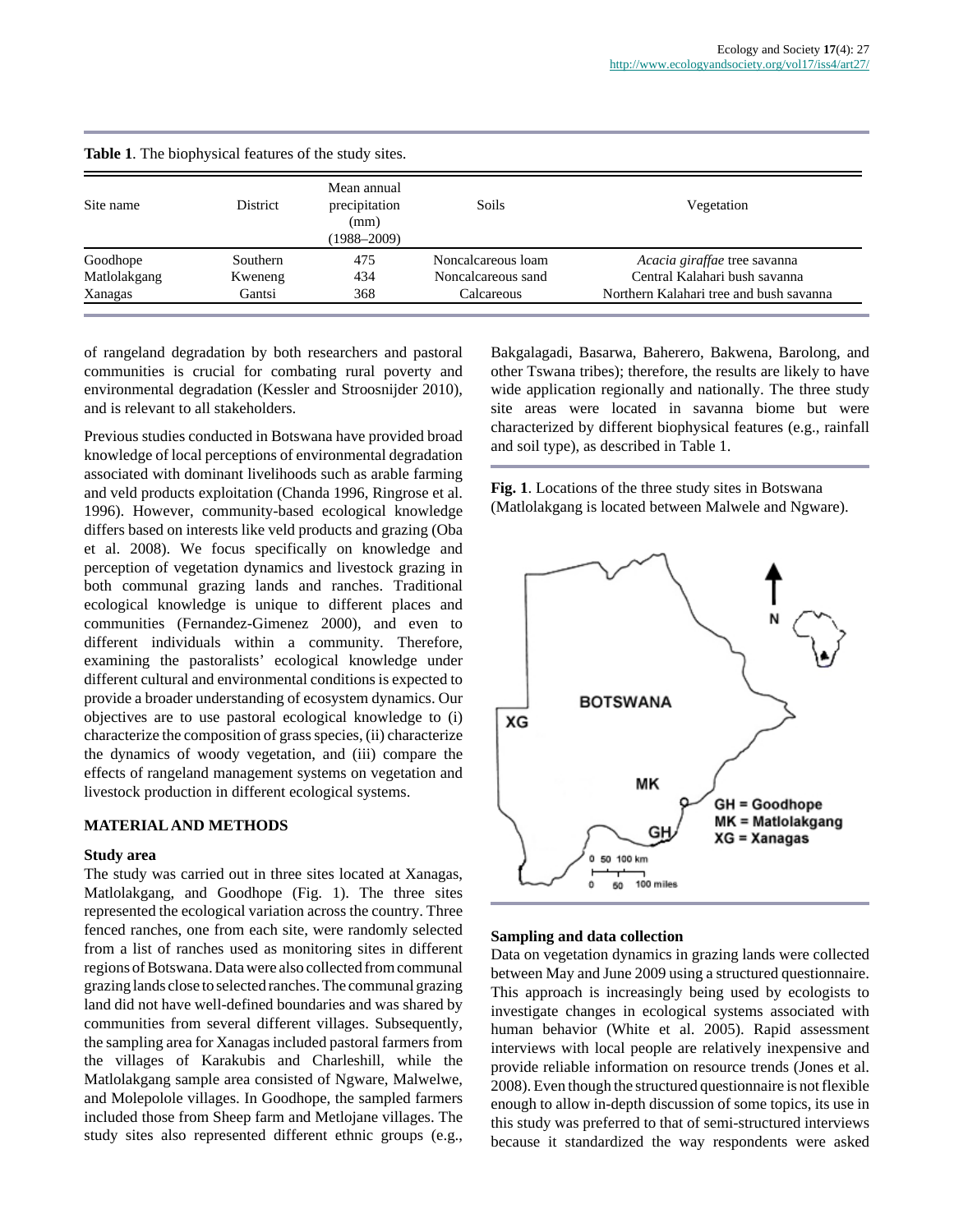**Table 1**. The biophysical features of the study sites.

| Site name | District | Mean annual precipitation (mm) (1988–2009) | Soils | Vegetation |
|---|---|---|---|---|
| Goodhope | Southern | 475 | Noncalcareous loam | *Acacia giraffae* tree savanna |
| Matlolakgang | Kweneng | 434 | Noncalcareous sand | Central Kalahari bush savanna |
| Xanagas | Gantsi | 368 | Calcareous | Northern Kalahari tree and bush savanna |

of rangeland degradation by both researchers and pastoral communities is crucial for combating rural poverty and environmental degradation (Kessler and Stroosnijder 2010), and is relevant to all stakeholders.

Previous studies conducted in Botswana have provided broad knowledge of local perceptions of environmental degradation associated with dominant livelihoods such as arable farming and veld products exploitation (Chanda 1996, Ringrose et al. 1996). However, community-based ecological knowledge differs based on interests like veld products and grazing (Oba et al. 2008). We focus specifically on knowledge and perception of vegetation dynamics and livestock grazing in both communal grazing lands and ranches. Traditional ecological knowledge is unique to different places and communities (Fernandez-Gimenez 2000), and even to different individuals within a community. Therefore, examining the pastoralists' ecological knowledge under different cultural and environmental conditions is expected to provide a broader understanding of ecosystem dynamics. Our objectives are to use pastoral ecological knowledge to (i) characterize the composition of grass species, (ii) characterize the dynamics of woody vegetation, and (iii) compare the effects of rangeland management systems on vegetation and livestock production in different ecological systems.

## MATERIAL AND METHODS

### Study area

The study was carried out in three sites located at Xanagas, Matlolakgang, and Goodhope (Fig. 1). The three sites represented the ecological variation across the country. Three fenced ranches, one from each site, were randomly selected from a list of ranches used as monitoring sites in different regions of Botswana. Data were also collected from communal grazing lands close to selected ranches. The communal grazing land did not have well-defined boundaries and was shared by communities from several different villages. Subsequently, the sampling area for Xanagas included pastoral farmers from the villages of Karakubis and Charleshill, while the Matlolakgang sample area consisted of Ngware, Malwelwe, and Molepolole villages. In Goodhope, the sampled farmers included those from Sheep farm and Metlojane villages. The study sites also represented different ethnic groups (e.g., Bakgalagadi, Basarwa, Baherero, Bakwena, Barolong, and other Tswana tribes); therefore, the results are likely to have wide application regionally and nationally. The three study site areas were located in savanna biome but were characterized by different biophysical features (e.g., rainfall and soil type), as described in Table 1.

**Fig. 1**. Locations of the three study sites in Botswana (Matlolakgang is located between Malwele and Ngware).

### Sampling and data collection

Data on vegetation dynamics in grazing lands were collected between May and June 2009 using a structured questionnaire. This approach is increasingly being used by ecologists to investigate changes in ecological systems associated with human behavior (White et al. 2005). Rapid assessment interviews with local people are relatively inexpensive and provide reliable information on resource trends (Jones et al. 2008). Even though the structured questionnaire is not flexible enough to allow in-depth discussion of some topics, its use in this study was preferred to that of semi-structured interviews because it standardized the way respondents were asked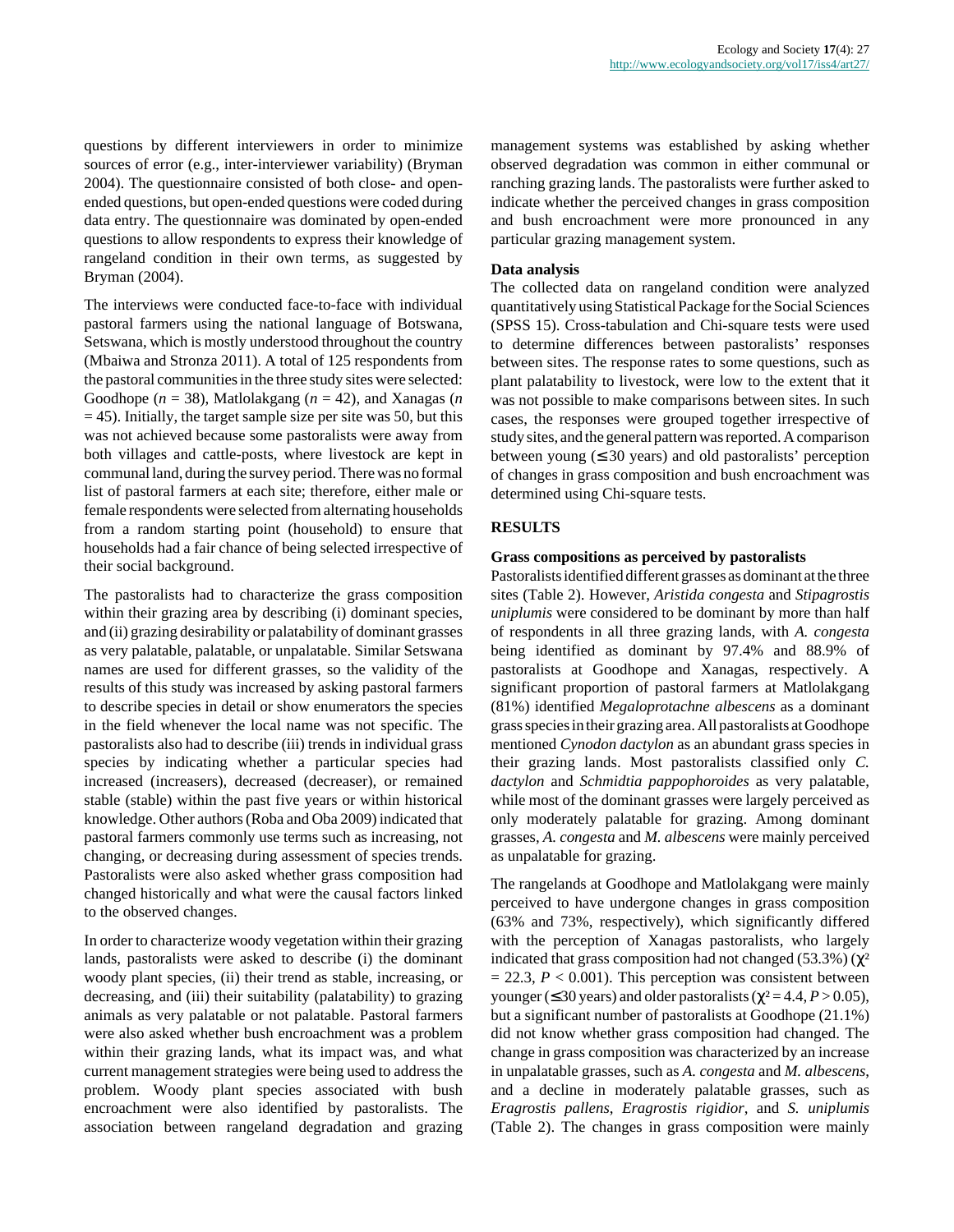questions by different interviewers in order to minimize sources of error (e.g., inter-interviewer variability) (Bryman 2004). The questionnaire consisted of both close- and open-ended questions, but open-ended questions were coded during data entry. The questionnaire was dominated by open-ended questions to allow respondents to express their knowledge of rangeland condition in their own terms, as suggested by Bryman (2004).

The interviews were conducted face-to-face with individual pastoral farmers using the national language of Botswana, Setswana, which is mostly understood throughout the country (Mbaiwa and Stronza 2011). A total of 125 respondents from the pastoral communities in the three study sites were selected: Goodhope ($n$ = 38), Matlolakgang ($n$ = 42), and Xanagas ($n$ = 45). Initially, the target sample size per site was 50, but this was not achieved because some pastoralists were away from both villages and cattle-posts, where livestock are kept in communal land, during the survey period. There was no formal list of pastoral farmers at each site; therefore, either male or female respondents were selected from alternating households from a random starting point (household) to ensure that households had a fair chance of being selected irrespective of their social background.

The pastoralists had to characterize the grass composition within their grazing area by describing (i) dominant species, and (ii) grazing desirability or palatability of dominant grasses as very palatable, palatable, or unpalatable. Similar Setswana names are used for different grasses, so the validity of the results of this study was increased by asking pastoral farmers to describe species in detail or show enumerators the species in the field whenever the local name was not specific. The pastoralists also had to describe (iii) trends in individual grass species by indicating whether a particular species had increased (increasers), decreased (decreaser), or remained stable (stable) within the past five years or within historical knowledge. Other authors (Roba and Oba 2009) indicated that pastoral farmers commonly use terms such as increasing, not changing, or decreasing during assessment of species trends. Pastoralists were also asked whether grass composition had changed historically and what were the causal factors linked to the observed changes.

In order to characterize woody vegetation within their grazing lands, pastoralists were asked to describe (i) the dominant woody plant species, (ii) their trend as stable, increasing, or decreasing, and (iii) their suitability (palatability) to grazing animals as very palatable or not palatable. Pastoral farmers were also asked whether bush encroachment was a problem within their grazing lands, what its impact was, and what current management strategies were being used to address the problem. Woody plant species associated with bush encroachment were also identified by pastoralists. The association between rangeland degradation and grazing management systems was established by asking whether observed degradation was common in either communal or ranching grazing lands. The pastoralists were further asked to indicate whether the perceived changes in grass composition and bush encroachment were more pronounced in any particular grazing management system.

### Data analysis

The collected data on rangeland condition were analyzed quantitatively using Statistical Package for the Social Sciences (SPSS 15). Cross-tabulation and Chi-square tests were used to determine differences between pastoralists' responses between sites. The response rates to some questions, such as plant palatability to livestock, were low to the extent that it was not possible to make comparisons between sites. In such cases, the responses were grouped together irrespective of study sites, and the general pattern was reported. A comparison between young (≤ 30 years) and old pastoralists' perception of changes in grass composition and bush encroachment was determined using Chi-square tests.

## RESULTS

### Grass compositions as perceived by pastoralists

Pastoralists identified different grasses as dominant at the three sites (Table 2). However, *Aristida congesta* and *Stipagrostis uniplumis* were considered to be dominant by more than half of respondents in all three grazing lands, with *A. congesta* being identified as dominant by 97.4% and 88.9% of pastoralists at Goodhope and Xanagas, respectively. A significant proportion of pastoral farmers at Matlolakgang (81%) identified *Megaloprotachne albescens* as a dominant grass species in their grazing area. All pastoralists at Goodhope mentioned *Cynodon dactylon* as an abundant grass species in their grazing lands. Most pastoralists classified only *C. dactylon* and *Schmidtia pappophoroides* as very palatable, while most of the dominant grasses were largely perceived as only moderately palatable for grazing. Among dominant grasses, *A. congesta* and *M. albescens* were mainly perceived as unpalatable for grazing.

The rangelands at Goodhope and Matlolakgang were mainly perceived to have undergone changes in grass composition (63% and 73%, respectively), which significantly differed with the perception of Xanagas pastoralists, who largely indicated that grass composition had not changed (53.3%) ($\chi^2$ = 22.3, $P$ < 0.001). This perception was consistent between younger (≤ 30 years) and older pastoralists ($\chi^2$ = 4.4, $P$ > 0.05), but a significant number of pastoralists at Goodhope (21.1%) did not know whether grass composition had changed. The change in grass composition was characterized by an increase in unpalatable grasses, such as *A. congesta* and *M. albescens*, and a decline in moderately palatable grasses, such as *Eragrostis pallens*, *Eragrostis rigidior*, and *S. uniplumis* (Table 2). The changes in grass composition were mainly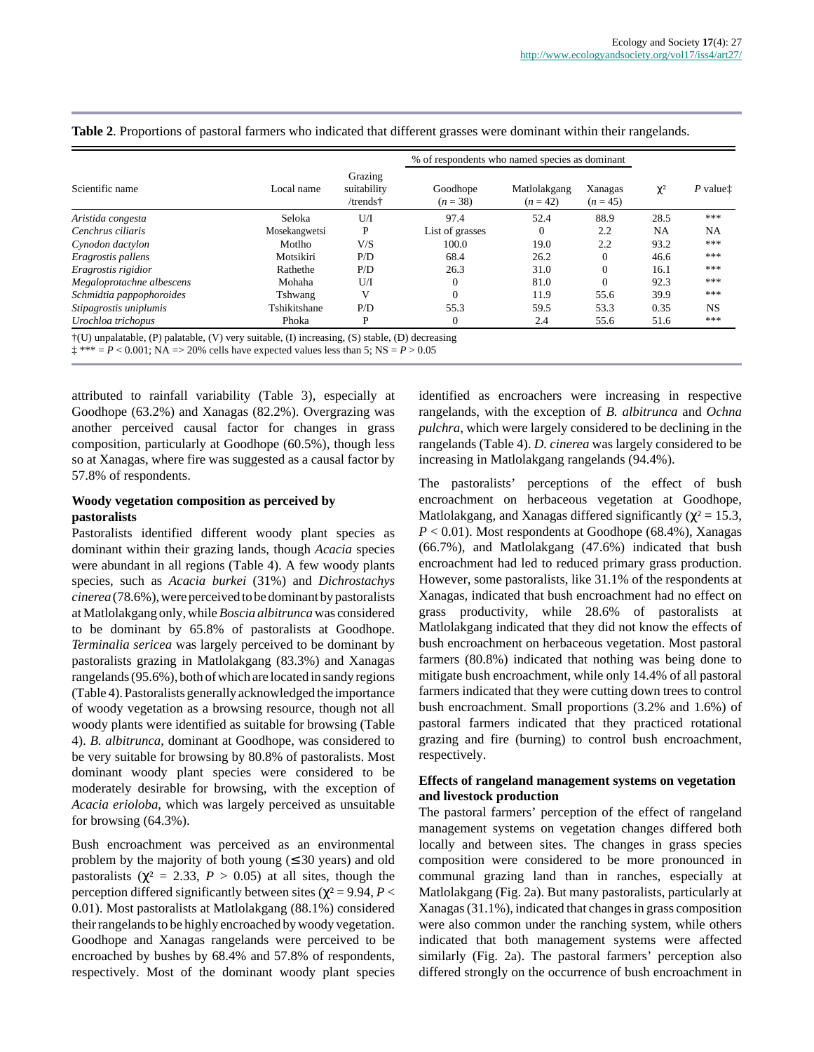**Table 2**. Proportions of pastoral farmers who indicated that different grasses were dominant within their rangelands.

| Scientific name | Local name | Grazing suitability /trends† | % of respondents who named species as dominant | | | $\chi^2$ | *P* value‡ |
|---|---|---|---|---|---|---|---|
| | | | Goodhope ($n$ = 38) | Matlolakgang ($n$ = 42) | Xanagas ($n$ = 45) | | |
| *Aristida congesta* | Seloka | U/I | 97.4 | 52.4 | 88.9 | 28.5 | *** |
| *Cenchrus ciliaris* | Mosekangwetsi | P | List of grasses | 0 | 2.2 | NA | NA |
| *Cynodon dactylon* | Motlho | V/S | 100.0 | 19.0 | 2.2 | 93.2 | *** |
| *Eragrostis pallens* | Motsikiri | P/D | 68.4 | 26.2 | 0 | 46.6 | *** |
| *Eragrostis rigidior* | Rathethe | P/D | 26.3 | 31.0 | 0 | 16.1 | *** |
| *Megaloprotachne albescens* | Mohaha | U/I | 0 | 81.0 | 0 | 92.3 | *** |
| *Schmidtia pappophoroides* | Tshwang | V | 0 | 11.9 | 55.6 | 39.9 | *** |
| *Stipagrostis uniplumis* | Tshikitshane | P/D | 55.3 | 59.5 | 53.3 | 0.35 | NS |
| *Urochloa trichopus* | Phoka | P | 0 | 2.4 | 55.6 | 51.6 | *** |

†(U) unpalatable, (P) palatable, (V) very suitable, (I) increasing, (S) stable, (D) decreasing

‡ *** = $P < 0.001$; NA => 20% cells have expected values less than 5; NS = $P > 0.05$

attributed to rainfall variability (Table 3), especially at Goodhope (63.2%) and Xanagas (82.2%). Overgrazing was another perceived causal factor for changes in grass composition, particularly at Goodhope (60.5%), though less so at Xanagas, where fire was suggested as a causal factor by 57.8% of respondents.

### Woody vegetation composition as perceived by pastoralists

Pastoralists identified different woody plant species as dominant within their grazing lands, though *Acacia* species were abundant in all regions (Table 4). A few woody plants species, such as *Acacia burkei* (31%) and *Dichrostachys cinerea* (78.6%), were perceived to be dominant by pastoralists at Matlolakgang only, while *Boscia albitrunca* was considered to be dominant by 65.8% of pastoralists at Goodhope. *Terminalia sericea* was largely perceived to be dominant by pastoralists grazing in Matlolakgang (83.3%) and Xanagas rangelands (95.6%), both of which are located in sandy regions (Table 4). Pastoralists generally acknowledged the importance of woody vegetation as a browsing resource, though not all woody plants were identified as suitable for browsing (Table 4). *B. albitrunca*, dominant at Goodhope, was considered to be very suitable for browsing by 80.8% of pastoralists. Most dominant woody plant species were considered to be moderately desirable for browsing, with the exception of *Acacia erioloba*, which was largely perceived as unsuitable for browsing (64.3%).

Bush encroachment was perceived as an environmental problem by the majority of both young (≤ 30 years) and old pastoralists ($\chi^2$ = 2.33, $P > 0.05$) at all sites, though the perception differed significantly between sites ($\chi^2$ = 9.94, $P < 0.01$). Most pastoralists at Matlolakgang (88.1%) considered their rangelands to be highly encroached by woody vegetation. Goodhope and Xanagas rangelands were perceived to be encroached by bushes by 68.4% and 57.8% of respondents, respectively. Most of the dominant woody plant species identified as encroachers were increasing in respective rangelands, with the exception of *B. albitrunca* and *Ochna pulchra*, which were largely considered to be declining in the rangelands (Table 4). *D. cinerea* was largely considered to be increasing in Matlolakgang rangelands (94.4%).

The pastoralists' perceptions of the effect of bush encroachment on herbaceous vegetation at Goodhope, Matlolakgang, and Xanagas differed significantly ($\chi^2$ = 15.3, $P < 0.01$). Most respondents at Goodhope (68.4%), Xanagas (66.7%), and Matlolakgang (47.6%) indicated that bush encroachment had led to reduced primary grass production. However, some pastoralists, like 31.1% of the respondents at Xanagas, indicated that bush encroachment had no effect on grass productivity, while 28.6% of pastoralists at Matlolakgang indicated that they did not know the effects of bush encroachment on herbaceous vegetation. Most pastoral farmers (80.8%) indicated that nothing was being done to mitigate bush encroachment, while only 14.4% of all pastoral farmers indicated that they were cutting down trees to control bush encroachment. Small proportions (3.2% and 1.6%) of pastoral farmers indicated that they practiced rotational grazing and fire (burning) to control bush encroachment, respectively.

### Effects of rangeland management systems on vegetation and livestock production

The pastoral farmers' perception of the effect of rangeland management systems on vegetation changes differed both locally and between sites. The changes in grass species composition were considered to be more pronounced in communal grazing land than in ranches, especially at Matlolakgang (Fig. 2a). But many pastoralists, particularly at Xanagas (31.1%), indicated that changes in grass composition were also common under the ranching system, while others indicated that both management systems were affected similarly (Fig. 2a). The pastoral farmers' perception also differed strongly on the occurrence of bush encroachment in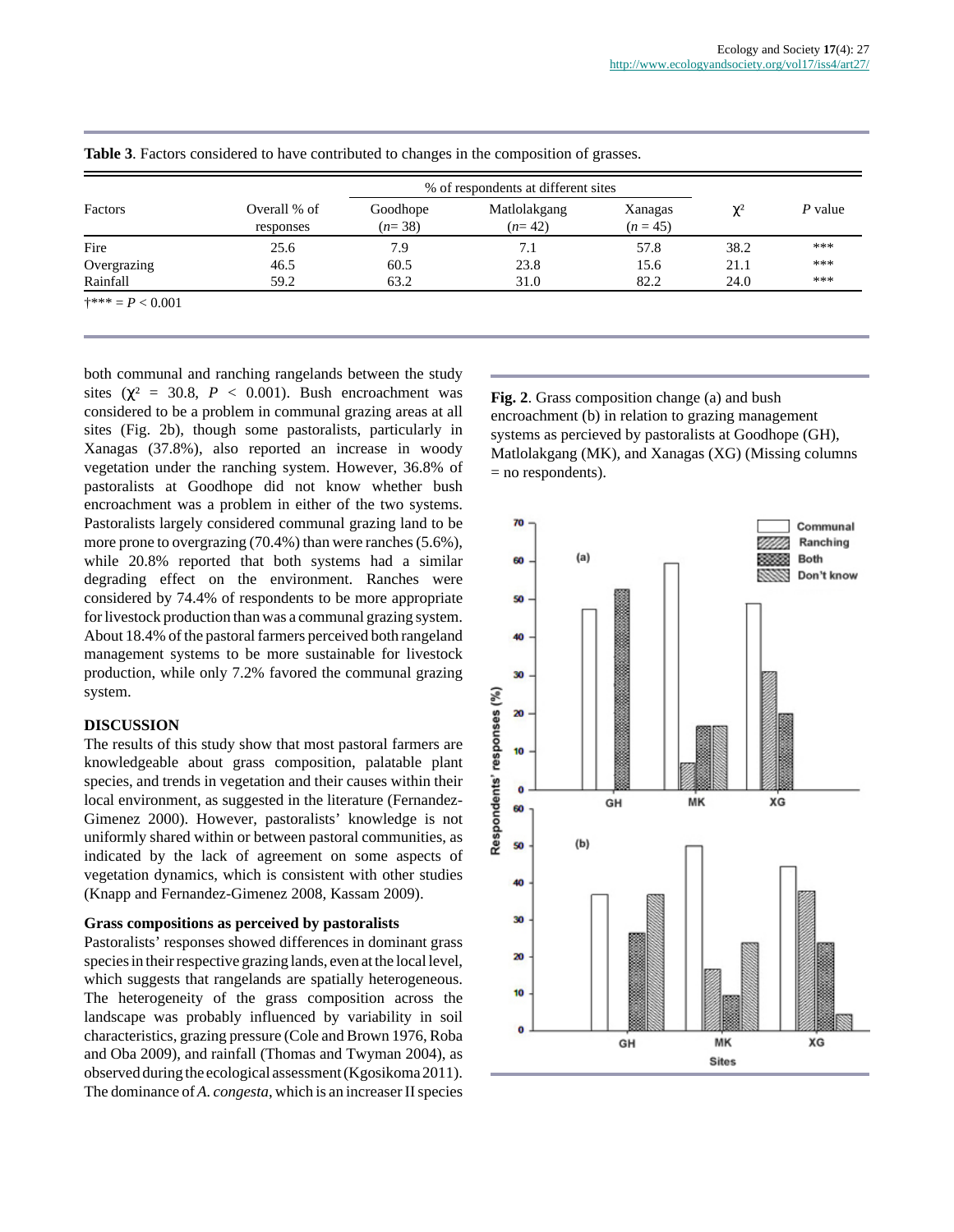**Table 3**. Factors considered to have contributed to changes in the composition of grasses.

| Factors | Overall % of responses | % of respondents at different sites | | | $\chi^2$ | *P* value |
|---|---|---|---|---|---|---|
| | | Goodhope (*n*= 38) | Matlolakgang (*n*= 42) | Xanagas (*n* = 45) | | |
| Fire | 25.6 | 7.9 | 7.1 | 57.8 | 38.2 | *** |
| Overgrazing | 46.5 | 60.5 | 23.8 | 15.6 | 21.1 | *** |
| Rainfall | 59.2 | 63.2 | 31.0 | 82.2 | 24.0 | *** |

†*** = $P < 0.001$

both communal and ranching rangelands between the study sites ($\chi^2 = 30.8$, $P < 0.001$). Bush encroachment was considered to be a problem in communal grazing areas at all sites (Fig. 2b), though some pastoralists, particularly in Xanagas (37.8%), also reported an increase in woody vegetation under the ranching system. However, 36.8% of pastoralists at Goodhope did not know whether bush encroachment was a problem in either of the two systems. Pastoralists largely considered communal grazing land to be more prone to overgrazing (70.4%) than were ranches (5.6%), while 20.8% reported that both systems had a similar degrading effect on the environment. Ranches were considered by 74.4% of respondents to be more appropriate for livestock production than was a communal grazing system. About 18.4% of the pastoral farmers perceived both rangeland management systems to be more sustainable for livestock production, while only 7.2% favored the communal grazing system.

**Fig. 2**. Grass composition change (a) and bush encroachment (b) in relation to grazing management systems as percieved by pastoralists at Goodhope (GH), Matlolakgang (MK), and Xanagas (XG) (Missing columns = no respondents).

## DISCUSSION

The results of this study show that most pastoral farmers are knowledgeable about grass composition, palatable plant species, and trends in vegetation and their causes within their local environment, as suggested in the literature (Fernandez-Gimenez 2000). However, pastoralists' knowledge is not uniformly shared within or between pastoral communities, as indicated by the lack of agreement on some aspects of vegetation dynamics, which is consistent with other studies (Knapp and Fernandez-Gimenez 2008, Kassam 2009).

### Grass compositions as perceived by pastoralists

Pastoralists' responses showed differences in dominant grass species in their respective grazing lands, even at the local level, which suggests that rangelands are spatially heterogeneous. The heterogeneity of the grass composition across the landscape was probably influenced by variability in soil characteristics, grazing pressure (Cole and Brown 1976, Roba and Oba 2009), and rainfall (Thomas and Twyman 2004), as observed during the ecological assessment (Kgosikoma 2011). The dominance of *A. congesta*, which is an increaser II species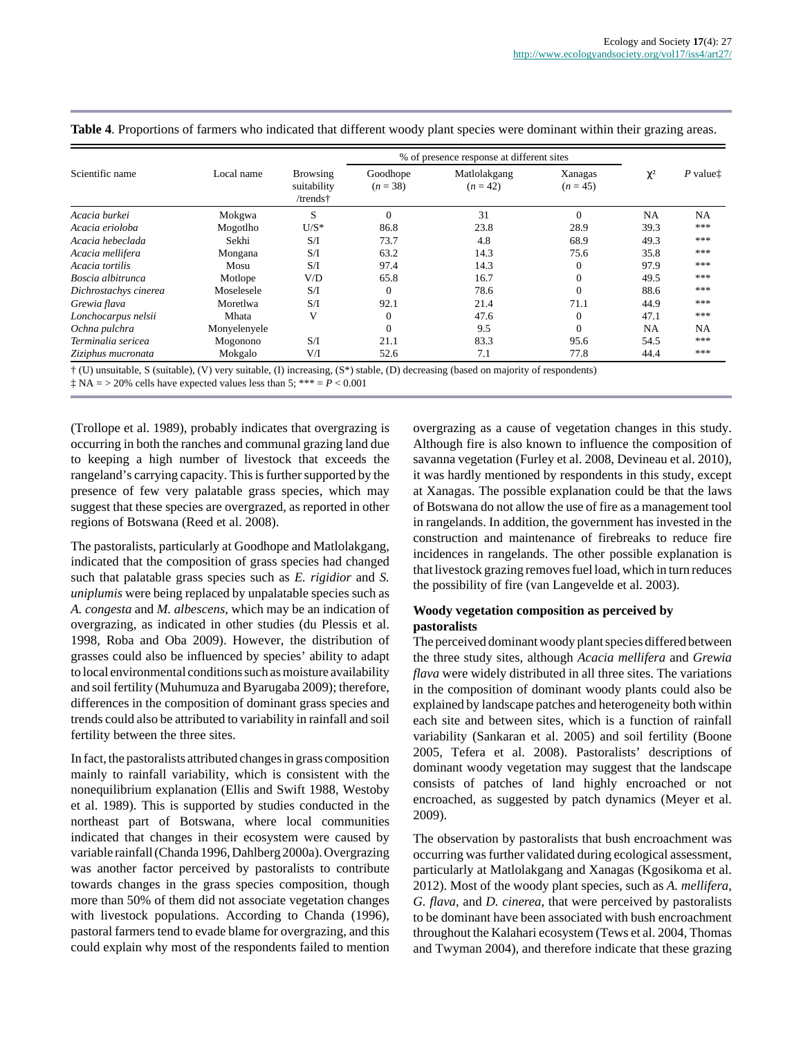**Table 4**. Proportions of farmers who indicated that different woody plant species were dominant within their grazing areas.

| Scientific name | Local name | Browsing suitability /trends† | % of presence response at different sites | | | $\chi^2$ | *P* value‡ |
|---|---|---|---|---|---|---|---|
| | | | Goodhope ($n = 38$) | Matlolakgang ($n = 42$) | Xanagas ($n = 45$) | | |
| *Acacia burkei* | Mokgwa | S | 0 | 31 | 0 | NA | NA |
| *Acacia erioloba* | Mogotlho | U/S* | 86.8 | 23.8 | 28.9 | 39.3 | *** |
| *Acacia hebeclada* | Sekhi | S/I | 73.7 | 4.8 | 68.9 | 49.3 | *** |
| *Acacia mellifera* | Mongana | S/I | 63.2 | 14.3 | 75.6 | 35.8 | *** |
| *Acacia tortilis* | Mosu | S/I | 97.4 | 14.3 | 0 | 97.9 | *** |
| *Boscia albitrunca* | Motlope | V/D | 65.8 | 16.7 | 0 | 49.5 | *** |
| *Dichrostachys cinerea* | Moselesele | S/I | 0 | 78.6 | 0 | 88.6 | *** |
| *Grewia flava* | Moretlwa | S/I | 92.1 | 21.4 | 71.1 | 44.9 | *** |
| *Lonchocarpus nelsii* | Mhata | V | 0 | 47.6 | 0 | 47.1 | *** |
| *Ochna pulchra* | Monyelenyele | | 0 | 9.5 | 0 | NA | NA |
| *Terminalia sericea* | Mogonono | S/I | 21.1 | 83.3 | 95.6 | 54.5 | *** |
| *Ziziphus mucronata* | Mokgalo | V/I | 52.6 | 7.1 | 77.8 | 44.4 | *** |

† (U) unsuitable, S (suitable), (V) very suitable, (I) increasing, (S*) stable, (D) decreasing (based on majority of respondents)

‡ NA = > 20% cells have expected values less than 5; *** = $P < 0.001$

(Trollope et al. 1989), probably indicates that overgrazing is occurring in both the ranches and communal grazing land due to keeping a high number of livestock that exceeds the rangeland's carrying capacity. This is further supported by the presence of few very palatable grass species, which may suggest that these species are overgrazed, as reported in other regions of Botswana (Reed et al. 2008).

The pastoralists, particularly at Goodhope and Matlolakgang, indicated that the composition of grass species had changed such that palatable grass species such as *E. rigidior* and *S. uniplumis* were being replaced by unpalatable species such as *A. congesta* and *M. albescens*, which may be an indication of overgrazing, as indicated in other studies (du Plessis et al. 1998, Roba and Oba 2009). However, the distribution of grasses could also be influenced by species' ability to adapt to local environmental conditions such as moisture availability and soil fertility (Muhumuza and Byarugaba 2009); therefore, differences in the composition of dominant grass species and trends could also be attributed to variability in rainfall and soil fertility between the three sites.

In fact, the pastoralists attributed changes in grass composition mainly to rainfall variability, which is consistent with the nonequilibrium explanation (Ellis and Swift 1988, Westoby et al. 1989). This is supported by studies conducted in the northeast part of Botswana, where local communities indicated that changes in their ecosystem were caused by variable rainfall (Chanda 1996, Dahlberg 2000a). Overgrazing was another factor perceived by pastoralists to contribute towards changes in the grass species composition, though more than 50% of them did not associate vegetation changes with livestock populations. According to Chanda (1996), pastoral farmers tend to evade blame for overgrazing, and this could explain why most of the respondents failed to mention overgrazing as a cause of vegetation changes in this study. Although fire is also known to influence the composition of savanna vegetation (Furley et al. 2008, Devineau et al. 2010), it was hardly mentioned by respondents in this study, except at Xanagas. The possible explanation could be that the laws of Botswana do not allow the use of fire as a management tool in rangelands. In addition, the government has invested in the construction and maintenance of firebreaks to reduce fire incidences in rangelands. The other possible explanation is that livestock grazing removes fuel load, which in turn reduces the possibility of fire (van Langevelde et al. 2003).

### Woody vegetation composition as perceived by pastoralists

The perceived dominant woody plant species differed between the three study sites, although *Acacia mellifera* and *Grewia flava* were widely distributed in all three sites. The variations in the composition of dominant woody plants could also be explained by landscape patches and heterogeneity both within each site and between sites, which is a function of rainfall variability (Sankaran et al. 2005) and soil fertility (Boone 2005, Tefera et al. 2008). Pastoralists' descriptions of dominant woody vegetation may suggest that the landscape consists of patches of land highly encroached or not encroached, as suggested by patch dynamics (Meyer et al. 2009).

The observation by pastoralists that bush encroachment was occurring was further validated during ecological assessment, particularly at Matlolakgang and Xanagas (Kgosikoma et al. 2012). Most of the woody plant species, such as *A. mellifera*, *G. flava*, and *D. cinerea*, that were perceived by pastoralists to be dominant have been associated with bush encroachment throughout the Kalahari ecosystem (Tews et al. 2004, Thomas and Twyman 2004), and therefore indicate that these grazing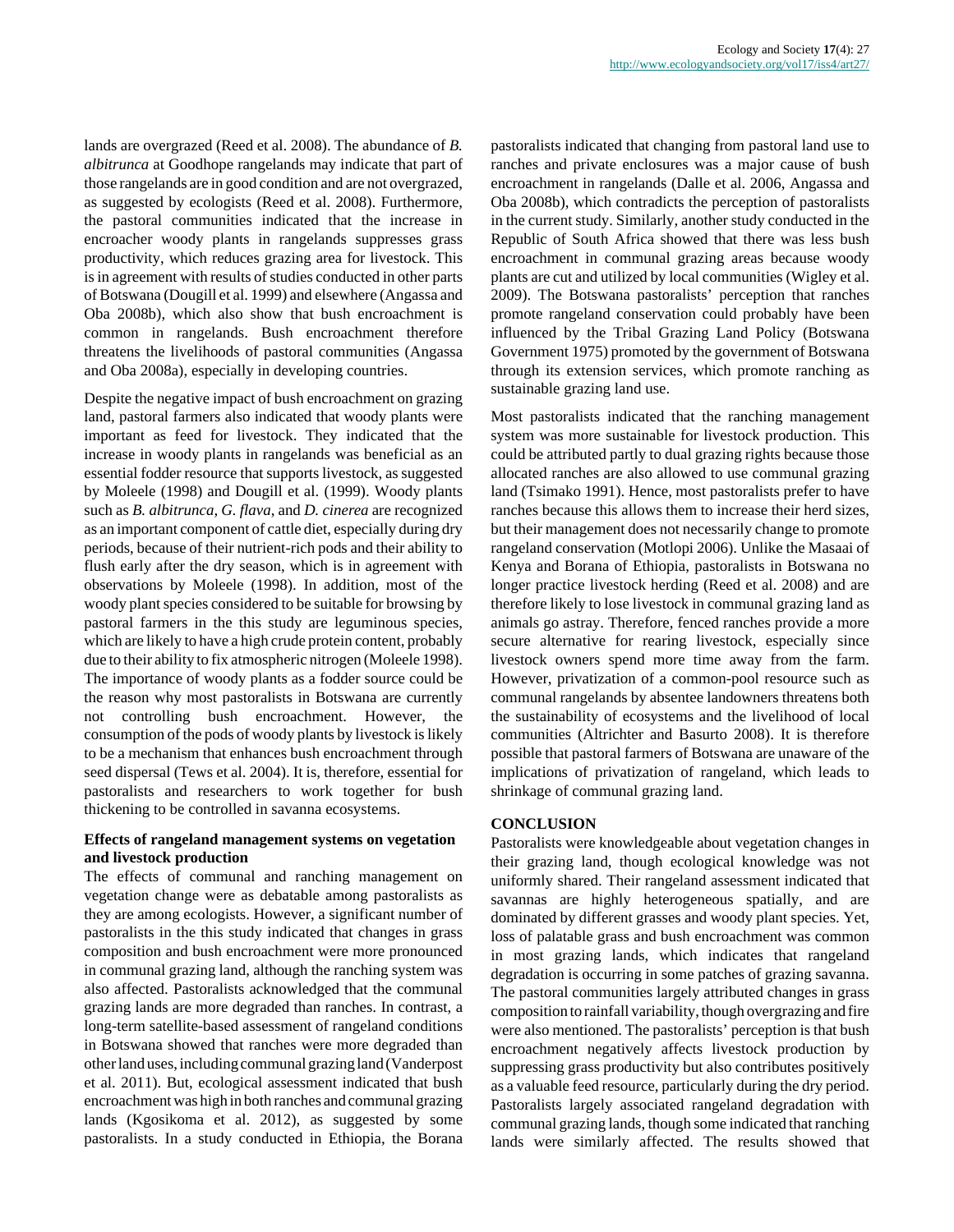lands are overgrazed (Reed et al. 2008). The abundance of *B. albitrunca* at Goodhope rangelands may indicate that part of those rangelands are in good condition and are not overgrazed, as suggested by ecologists (Reed et al. 2008). Furthermore, the pastoral communities indicated that the increase in encroacher woody plants in rangelands suppresses grass productivity, which reduces grazing area for livestock. This is in agreement with results of studies conducted in other parts of Botswana (Dougill et al. 1999) and elsewhere (Angassa and Oba 2008b), which also show that bush encroachment is common in rangelands. Bush encroachment therefore threatens the livelihoods of pastoral communities (Angassa and Oba 2008a), especially in developing countries.

Despite the negative impact of bush encroachment on grazing land, pastoral farmers also indicated that woody plants were important as feed for livestock. They indicated that the increase in woody plants in rangelands was beneficial as an essential fodder resource that supports livestock, as suggested by Moleele (1998) and Dougill et al. (1999). Woody plants such as *B. albitrunca*, *G. flava*, and *D. cinerea* are recognized as an important component of cattle diet, especially during dry periods, because of their nutrient-rich pods and their ability to flush early after the dry season, which is in agreement with observations by Moleele (1998). In addition, most of the woody plant species considered to be suitable for browsing by pastoral farmers in the this study are leguminous species, which are likely to have a high crude protein content, probably due to their ability to fix atmospheric nitrogen (Moleele 1998). The importance of woody plants as a fodder source could be the reason why most pastoralists in Botswana are currently not controlling bush encroachment. However, the consumption of the pods of woody plants by livestock is likely to be a mechanism that enhances bush encroachment through seed dispersal (Tews et al. 2004). It is, therefore, essential for pastoralists and researchers to work together for bush thickening to be controlled in savanna ecosystems.

### Effects of rangeland management systems on vegetation and livestock production

The effects of communal and ranching management on vegetation change were as debatable among pastoralists as they are among ecologists. However, a significant number of pastoralists in the this study indicated that changes in grass composition and bush encroachment were more pronounced in communal grazing land, although the ranching system was also affected. Pastoralists acknowledged that the communal grazing lands are more degraded than ranches. In contrast, a long-term satellite-based assessment of rangeland conditions in Botswana showed that ranches were more degraded than other land uses, including communal grazing land (Vanderpost et al. 2011). But, ecological assessment indicated that bush encroachment was high in both ranches and communal grazing lands (Kgosikoma et al. 2012), as suggested by some pastoralists. In a study conducted in Ethiopia, the Borana pastoralists indicated that changing from pastoral land use to ranches and private enclosures was a major cause of bush encroachment in rangelands (Dalle et al. 2006, Angassa and Oba 2008b), which contradicts the perception of pastoralists in the current study. Similarly, another study conducted in the Republic of South Africa showed that there was less bush encroachment in communal grazing areas because woody plants are cut and utilized by local communities (Wigley et al. 2009). The Botswana pastoralists' perception that ranches promote rangeland conservation could probably have been influenced by the Tribal Grazing Land Policy (Botswana Government 1975) promoted by the government of Botswana through its extension services, which promote ranching as sustainable grazing land use.

Most pastoralists indicated that the ranching management system was more sustainable for livestock production. This could be attributed partly to dual grazing rights because those allocated ranches are also allowed to use communal grazing land (Tsimako 1991). Hence, most pastoralists prefer to have ranches because this allows them to increase their herd sizes, but their management does not necessarily change to promote rangeland conservation (Motlopi 2006). Unlike the Masaai of Kenya and Borana of Ethiopia, pastoralists in Botswana no longer practice livestock herding (Reed et al. 2008) and are therefore likely to lose livestock in communal grazing land as animals go astray. Therefore, fenced ranches provide a more secure alternative for rearing livestock, especially since livestock owners spend more time away from the farm. However, privatization of a common-pool resource such as communal rangelands by absentee landowners threatens both the sustainability of ecosystems and the livelihood of local communities (Altrichter and Basurto 2008). It is therefore possible that pastoral farmers of Botswana are unaware of the implications of privatization of rangeland, which leads to shrinkage of communal grazing land.

## CONCLUSION

Pastoralists were knowledgeable about vegetation changes in their grazing land, though ecological knowledge was not uniformly shared. Their rangeland assessment indicated that savannas are highly heterogeneous spatially, and are dominated by different grasses and woody plant species. Yet, loss of palatable grass and bush encroachment was common in most grazing lands, which indicates that rangeland degradation is occurring in some patches of grazing savanna. The pastoral communities largely attributed changes in grass composition to rainfall variability, though overgrazing and fire were also mentioned. The pastoralists' perception is that bush encroachment negatively affects livestock production by suppressing grass productivity but also contributes positively as a valuable feed resource, particularly during the dry period. Pastoralists largely associated rangeland degradation with communal grazing lands, though some indicated that ranching lands were similarly affected. The results showed that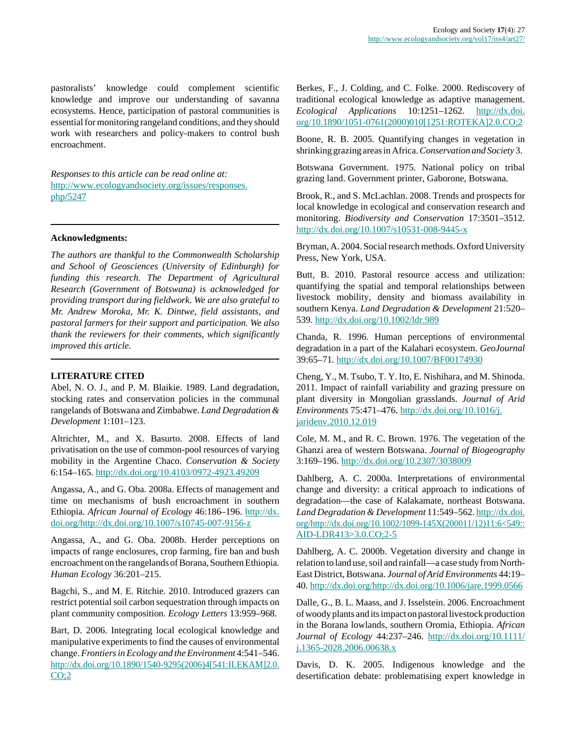pastoralists' knowledge could complement scientific knowledge and improve our understanding of savanna ecosystems. Hence, participation of pastoral communities is essential for monitoring rangeland conditions, and they should work with researchers and policy-makers to control bush encroachment.

*Responses to this article can be read online at:* http://www.ecologyandsociety.org/issues/responses.php/5247

---

**Acknowledgments:**

*The authors are thankful to the Commonwealth Scholarship and School of Geosciences (University of Edinburgh) for funding this research. The Department of Agricultural Research (Government of Botswana) is acknowledged for providing transport during fieldwork. We are also grateful to Mr. Andrew Moroka, Mr. K. Dintwe, field assistants, and pastoral farmers for their support and participation. We also thank the reviewers for their comments, which significantly improved this article.*

---

**LITERATURE CITED**

Abel, N. O. J., and P. M. Blaikie. 1989. Land degradation, stocking rates and conservation policies in the communal rangelands of Botswana and Zimbabwe. *Land Degradation & Development* 1:101–123.

Altrichter, M., and X. Basurto. 2008. Effects of land privatisation on the use of common-pool resources of varying mobility in the Argentine Chaco. *Conservation & Society* 6:154–165. http://dx.doi.org/10.4103/0972-4923.49209

Angassa, A., and G. Oba. 2008a. Effects of management and time on mechanisms of bush encroachment in southern Ethiopia. *African Journal of Ecology* 46:186–196. http://dx.doi.org/http://dx.doi.org/10.1007/s10745-007-9156-z

Angassa, A., and G. Oba. 2008b. Herder perceptions on impacts of range enclosures, crop farming, fire ban and bush encroachment on the rangelands of Borana, Southern Ethiopia. *Human Ecology* 36:201–215.

Bagchi, S., and M. E. Ritchie. 2010. Introduced grazers can restrict potential soil carbon sequestration through impacts on plant community composition. *Ecology Letters* 13:959–968.

Bart, D. 2006. Integrating local ecological knowledge and manipulative experiments to find the causes of environmental change. *Frontiers in Ecology and the Environment* 4:541–546. http://dx.doi.org/10.1890/1540-9295(2006)4[541:ILEKAM]2.0.CO;2

Berkes, F., J. Colding, and C. Folke. 2000. Rediscovery of traditional ecological knowledge as adaptive management. *Ecological Applications* 10:1251–1262. http://dx.doi.org/10.1890/1051-0761(2000)010[1251:ROTEKA]2.0.CO;2

Boone, R. B. 2005. Quantifying changes in vegetation in shrinking grazing areas in Africa. *Conservation and Society* 3.

Botswana Government. 1975. National policy on tribal grazing land. Government printer, Gaborone, Botswana.

Brook, R., and S. McLachlan. 2008. Trends and prospects for local knowledge in ecological and conservation research and monitoring. *Biodiversity and Conservation* 17:3501–3512. http://dx.doi.org/10.1007/s10531-008-9445-x

Bryman, A. 2004. Social research methods. Oxford University Press, New York, USA.

Butt, B. 2010. Pastoral resource access and utilization: quantifying the spatial and temporal relationships between livestock mobility, density and biomass availability in southern Kenya. *Land Degradation & Development* 21:520–539. http://dx.doi.org/10.1002/ldr.989

Chanda, R. 1996. Human perceptions of environmental degradation in a part of the Kalahari ecosystem. *GeoJournal* 39:65–71. http://dx.doi.org/10.1007/BF00174930

Cheng, Y., M. Tsubo, T. Y. Ito, E. Nishihara, and M. Shinoda. 2011. Impact of rainfall variability and grazing pressure on plant diversity in Mongolian grasslands. *Journal of Arid Environments* 75:471–476. http://dx.doi.org/10.1016/j.jaridenv.2010.12.019

Cole, M. M., and R. C. Brown. 1976. The vegetation of the Ghanzi area of western Botswana. *Journal of Biogeography* 3:169–196. http://dx.doi.org/10.2307/3038009

Dahlberg, A. C. 2000a. Interpretations of environmental change and diversity: a critical approach to indications of degradation—the case of Kalakamate, northeast Botswana. *Land Degradation & Development* 11:549–562. http://dx.doi.org/http://dx.doi.org/10.1002/1099-145X(200011/12)11:6<549::AID-LDR413>3.0.CO;2-5

Dahlberg, A. C. 2000b. Vegetation diversity and change in relation to land use, soil and rainfall—a case study from North-East District, Botswana. *Journal of Arid Environments* 44:19–40. http://dx.doi.org/http://dx.doi.org/10.1006/jare.1999.0566

Dalle, G., B. L. Maass, and J. Isselstein. 2006. Encroachment of woody plants and its impact on pastoral livestock production in the Borana lowlands, southern Oromia, Ethiopia. *African Journal of Ecology* 44:237–246. http://dx.doi.org/10.1111/j.1365-2028.2006.00638.x

Davis, D. K. 2005. Indigenous knowledge and the desertification debate: problematising expert knowledge in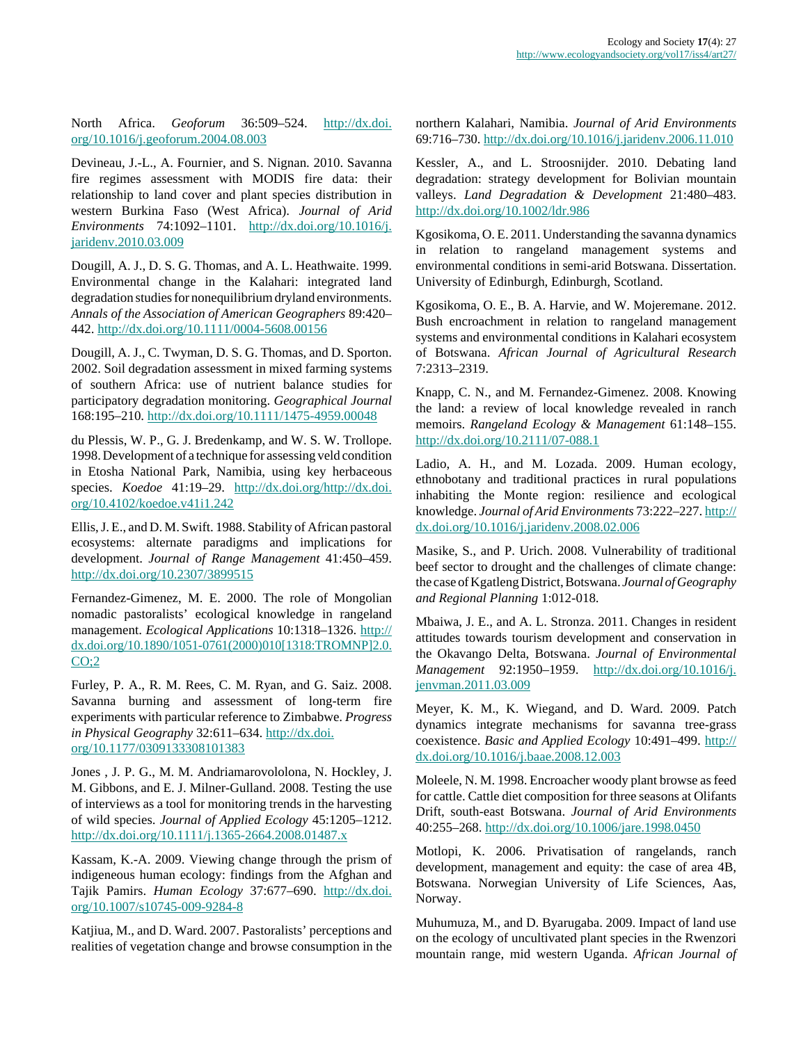North Africa. *Geoforum* 36:509–524. http://dx.doi.org/10.1016/j.geoforum.2004.08.003

Devineau, J.-L., A. Fournier, and S. Nignan. 2010. Savanna fire regimes assessment with MODIS fire data: their relationship to land cover and plant species distribution in western Burkina Faso (West Africa). *Journal of Arid Environments* 74:1092–1101. http://dx.doi.org/10.1016/j.jaridenv.2010.03.009

Dougill, A. J., D. S. G. Thomas, and A. L. Heathwaite. 1999. Environmental change in the Kalahari: integrated land degradation studies for nonequilibrium dryland environments. *Annals of the Association of American Geographers* 89:420–442. http://dx.doi.org/10.1111/0004-5608.00156

Dougill, A. J., C. Twyman, D. S. G. Thomas, and D. Sporton. 2002. Soil degradation assessment in mixed farming systems of southern Africa: use of nutrient balance studies for participatory degradation monitoring. *Geographical Journal* 168:195–210. http://dx.doi.org/10.1111/1475-4959.00048

du Plessis, W. P., G. J. Bredenkamp, and W. S. W. Trollope. 1998. Development of a technique for assessing veld condition in Etosha National Park, Namibia, using key herbaceous species. *Koedoe* 41:19–29. http://dx.doi.org/http://dx.doi.org/10.4102/koedoe.v41i1.242

Ellis, J. E., and D. M. Swift. 1988. Stability of African pastoral ecosystems: alternate paradigms and implications for development. *Journal of Range Management* 41:450–459. http://dx.doi.org/10.2307/3899515

Fernandez-Gimenez, M. E. 2000. The role of Mongolian nomadic pastoralists' ecological knowledge in rangeland management. *Ecological Applications* 10:1318–1326. http://dx.doi.org/10.1890/1051-0761(2000)010[1318:TROMNP]2.0.CO;2

Furley, P. A., R. M. Rees, C. M. Ryan, and G. Saiz. 2008. Savanna burning and assessment of long-term fire experiments with particular reference to Zimbabwe. *Progress in Physical Geography* 32:611–634. http://dx.doi.org/10.1177/0309133308101383

Jones , J. P. G., M. M. Andriamarovololona, N. Hockley, J. M. Gibbons, and E. J. Milner-Gulland. 2008. Testing the use of interviews as a tool for monitoring trends in the harvesting of wild species. *Journal of Applied Ecology* 45:1205–1212. http://dx.doi.org/10.1111/j.1365-2664.2008.01487.x

Kassam, K.-A. 2009. Viewing change through the prism of indigeneous human ecology: findings from the Afghan and Tajik Pamirs. *Human Ecology* 37:677–690. http://dx.doi.org/10.1007/s10745-009-9284-8

Katjiua, M., and D. Ward. 2007. Pastoralists' perceptions and realities of vegetation change and browse consumption in the northern Kalahari, Namibia. *Journal of Arid Environments* 69:716–730. http://dx.doi.org/10.1016/j.jaridenv.2006.11.010

Kessler, A., and L. Stroosnijder. 2010. Debating land degradation: strategy development for Bolivian mountain valleys. *Land Degradation & Development* 21:480–483. http://dx.doi.org/10.1002/ldr.986

Kgosikoma, O. E. 2011. Understanding the savanna dynamics in relation to rangeland management systems and environmental conditions in semi-arid Botswana. Dissertation. University of Edinburgh, Edinburgh, Scotland.

Kgosikoma, O. E., B. A. Harvie, and W. Mojeremane. 2012. Bush encroachment in relation to rangeland management systems and environmental conditions in Kalahari ecosystem of Botswana. *African Journal of Agricultural Research* 7:2313–2319.

Knapp, C. N., and M. Fernandez-Gimenez. 2008. Knowing the land: a review of local knowledge revealed in ranch memoirs. *Rangeland Ecology & Management* 61:148–155. http://dx.doi.org/10.2111/07-088.1

Ladio, A. H., and M. Lozada. 2009. Human ecology, ethnobotany and traditional practices in rural populations inhabiting the Monte region: resilience and ecological knowledge. *Journal of Arid Environments* 73:222–227. http://dx.doi.org/10.1016/j.jaridenv.2008.02.006

Masike, S., and P. Urich. 2008. Vulnerability of traditional beef sector to drought and the challenges of climate change: the case of Kgatleng District, Botswana. *Journal of Geography and Regional Planning* 1:012-018.

Mbaiwa, J. E., and A. L. Stronza. 2011. Changes in resident attitudes towards tourism development and conservation in the Okavango Delta, Botswana. *Journal of Environmental Management* 92:1950–1959. http://dx.doi.org/10.1016/j.jenvman.2011.03.009

Meyer, K. M., K. Wiegand, and D. Ward. 2009. Patch dynamics integrate mechanisms for savanna tree-grass coexistence. *Basic and Applied Ecology* 10:491–499. http://dx.doi.org/10.1016/j.baae.2008.12.003

Moleele, N. M. 1998. Encroacher woody plant browse as feed for cattle. Cattle diet composition for three seasons at Olifants Drift, south-east Botswana. *Journal of Arid Environments* 40:255–268. http://dx.doi.org/10.1006/jare.1998.0450

Motlopi, K. 2006. Privatisation of rangelands, ranch development, management and equity: the case of area 4B, Botswana. Norwegian University of Life Sciences, Aas, Norway.

Muhumuza, M., and D. Byarugaba. 2009. Impact of land use on the ecology of uncultivated plant species in the Rwenzori mountain range, mid western Uganda. *African Journal of*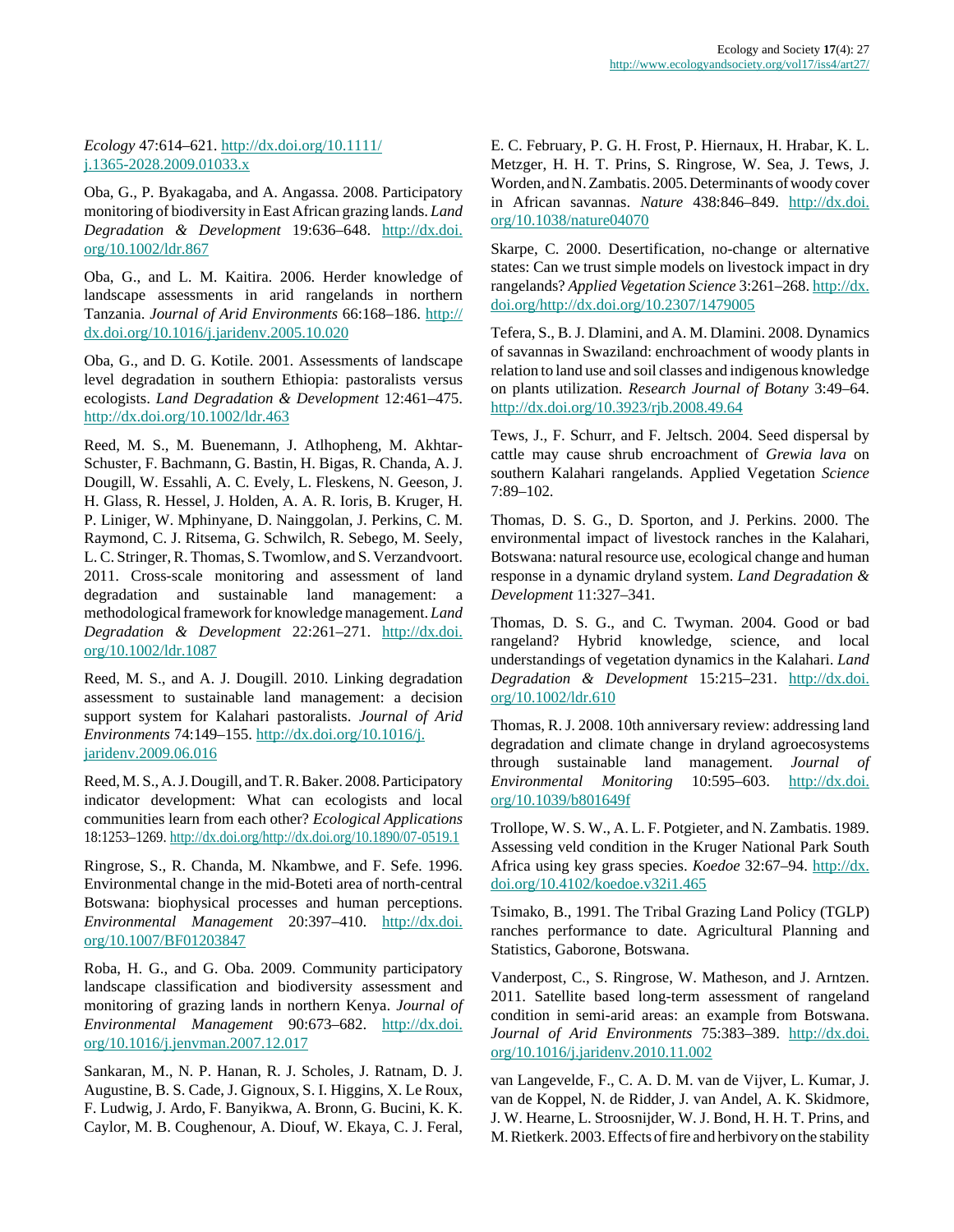*Ecology* 47:614–621. http://dx.doi.org/10.1111/j.1365-2028.2009.01033.x

Oba, G., P. Byakagaba, and A. Angassa. 2008. Participatory monitoring of biodiversity in East African grazing lands. *Land Degradation & Development* 19:636–648. http://dx.doi.org/10.1002/ldr.867

Oba, G., and L. M. Kaitira. 2006. Herder knowledge of landscape assessments in arid rangelands in northern Tanzania. *Journal of Arid Environments* 66:168–186. http://dx.doi.org/10.1016/j.jaridenv.2005.10.020

Oba, G., and D. G. Kotile. 2001. Assessments of landscape level degradation in southern Ethiopia: pastoralists versus ecologists. *Land Degradation & Development* 12:461–475. http://dx.doi.org/10.1002/ldr.463

Reed, M. S., M. Buenemann, J. Atlhopheng, M. Akhtar-Schuster, F. Bachmann, G. Bastin, H. Bigas, R. Chanda, A. J. Dougill, W. Essahli, A. C. Evely, L. Fleskens, N. Geeson, J. H. Glass, R. Hessel, J. Holden, A. A. R. Ioris, B. Kruger, H. P. Liniger, W. Mphinyane, D. Nainggolan, J. Perkins, C. M. Raymond, C. J. Ritsema, G. Schwilch, R. Sebego, M. Seely, L. C. Stringer, R. Thomas, S. Twomlow, and S. Verzandvoort. 2011. Cross-scale monitoring and assessment of land degradation and sustainable land management: a methodological framework for knowledge management. *Land Degradation & Development* 22:261–271. http://dx.doi.org/10.1002/ldr.1087

Reed, M. S., and A. J. Dougill. 2010. Linking degradation assessment to sustainable land management: a decision support system for Kalahari pastoralists. *Journal of Arid Environments* 74:149–155. http://dx.doi.org/10.1016/j.jaridenv.2009.06.016

Reed, M. S., A. J. Dougill, and T. R. Baker. 2008. Participatory indicator development: What can ecologists and local communities learn from each other? *Ecological Applications* 18:1253–1269. http://dx.doi.org/http://dx.doi.org/10.1890/07-0519.1

Ringrose, S., R. Chanda, M. Nkambwe, and F. Sefe. 1996. Environmental change in the mid-Boteti area of north-central Botswana: biophysical processes and human perceptions. *Environmental Management* 20:397–410. http://dx.doi.org/10.1007/BF01203847

Roba, H. G., and G. Oba. 2009. Community participatory landscape classification and biodiversity assessment and monitoring of grazing lands in northern Kenya. *Journal of Environmental Management* 90:673–682. http://dx.doi.org/10.1016/j.jenvman.2007.12.017

Sankaran, M., N. P. Hanan, R. J. Scholes, J. Ratnam, D. J. Augustine, B. S. Cade, J. Gignoux, S. I. Higgins, X. Le Roux, F. Ludwig, J. Ardo, F. Banyikwa, A. Bronn, G. Bucini, K. K. Caylor, M. B. Coughenour, A. Diouf, W. Ekaya, C. J. Feral, E. C. February, P. G. H. Frost, P. Hiernaux, H. Hrabar, K. L. Metzger, H. H. T. Prins, S. Ringrose, W. Sea, J. Tews, J. Worden, and N. Zambatis. 2005. Determinants of woody cover in African savannas. *Nature* 438:846–849. http://dx.doi.org/10.1038/nature04070

Skarpe, C. 2000. Desertification, no-change or alternative states: Can we trust simple models on livestock impact in dry rangelands? *Applied Vegetation Science* 3:261–268. http://dx.doi.org/http://dx.doi.org/10.2307/1479005

Tefera, S., B. J. Dlamini, and A. M. Dlamini. 2008. Dynamics of savannas in Swaziland: enchroachment of woody plants in relation to land use and soil classes and indigenous knowledge on plants utilization. *Research Journal of Botany* 3:49–64. http://dx.doi.org/10.3923/rjb.2008.49.64

Tews, J., F. Schurr, and F. Jeltsch. 2004. Seed dispersal by cattle may cause shrub encroachment of *Grewia lava* on southern Kalahari rangelands. Applied Vegetation *Science* 7:89–102.

Thomas, D. S. G., D. Sporton, and J. Perkins. 2000. The environmental impact of livestock ranches in the Kalahari, Botswana: natural resource use, ecological change and human response in a dynamic dryland system. *Land Degradation & Development* 11:327–341.

Thomas, D. S. G., and C. Twyman. 2004. Good or bad rangeland? Hybrid knowledge, science, and local understandings of vegetation dynamics in the Kalahari. *Land Degradation & Development* 15:215–231. http://dx.doi.org/10.1002/ldr.610

Thomas, R. J. 2008. 10th anniversary review: addressing land degradation and climate change in dryland agroecosystems through sustainable land management. *Journal of Environmental Monitoring* 10:595–603. http://dx.doi.org/10.1039/b801649f

Trollope, W. S. W., A. L. F. Potgieter, and N. Zambatis. 1989. Assessing veld condition in the Kruger National Park South Africa using key grass species. *Koedoe* 32:67–94. http://dx.doi.org/10.4102/koedoe.v32i1.465

Tsimako, B., 1991. The Tribal Grazing Land Policy (TGLP) ranches performance to date. Agricultural Planning and Statistics, Gaborone, Botswana.

Vanderpost, C., S. Ringrose, W. Matheson, and J. Arntzen. 2011. Satellite based long-term assessment of rangeland condition in semi-arid areas: an example from Botswana. *Journal of Arid Environments* 75:383–389. http://dx.doi.org/10.1016/j.jaridenv.2010.11.002

van Langevelde, F., C. A. D. M. van de Vijver, L. Kumar, J. van de Koppel, N. de Ridder, J. van Andel, A. K. Skidmore, J. W. Hearne, L. Stroosnijder, W. J. Bond, H. H. T. Prins, and M. Rietkerk. 2003. Effects of fire and herbivory on the stability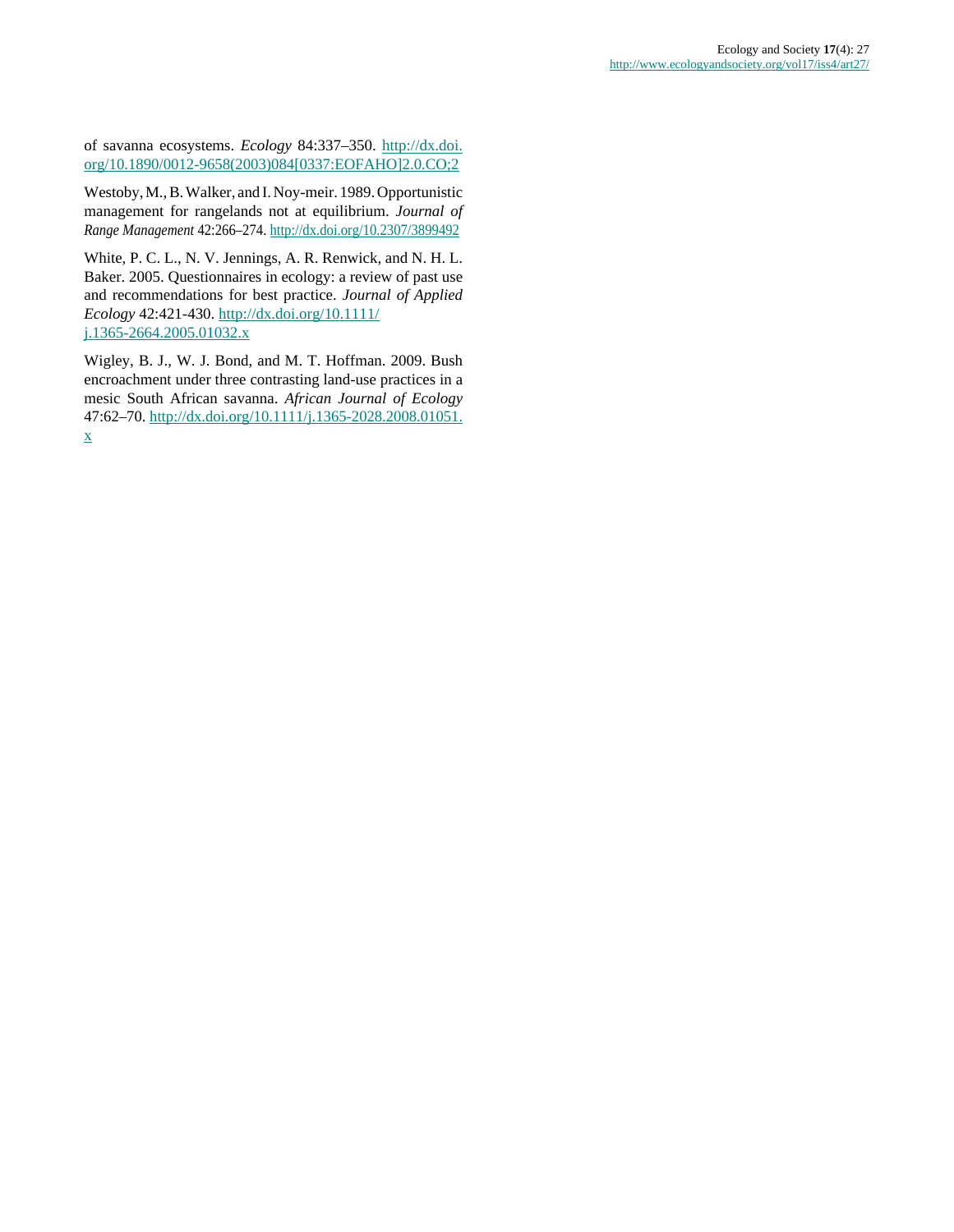of savanna ecosystems. *Ecology* 84:337–350. http://dx.doi.org/10.1890/0012-9658(2003)084[0337:EOFAHO]2.0.CO;2

Westoby, M., B. Walker, and I. Noy-meir. 1989. Opportunistic management for rangelands not at equilibrium. *Journal of Range Management* 42:266–274. http://dx.doi.org/10.2307/3899492

White, P. C. L., N. V. Jennings, A. R. Renwick, and N. H. L. Baker. 2005. Questionnaires in ecology: a review of past use and recommendations for best practice. *Journal of Applied Ecology* 42:421-430. http://dx.doi.org/10.1111/j.1365-2664.2005.01032.x

Wigley, B. J., W. J. Bond, and M. T. Hoffman. 2009. Bush encroachment under three contrasting land-use practices in a mesic South African savanna. *African Journal of Ecology* 47:62–70. http://dx.doi.org/10.1111/j.1365-2028.2008.01051.x